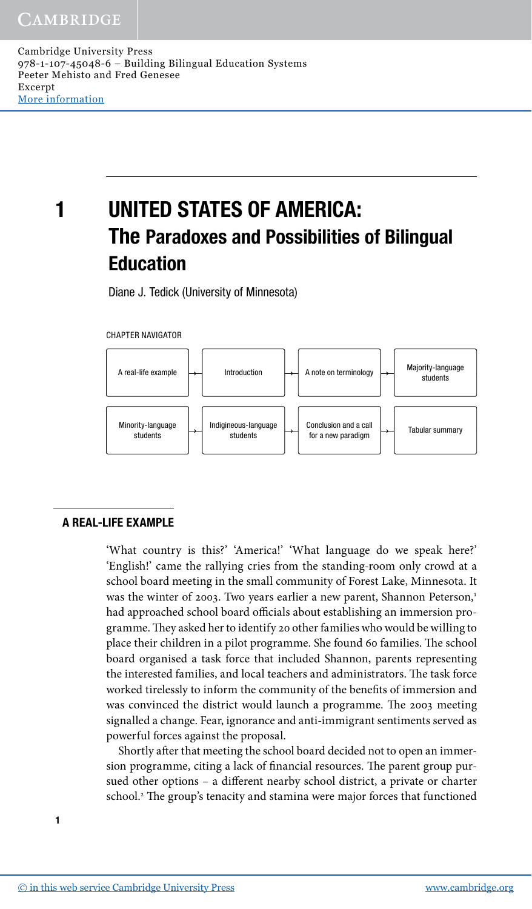# 1 UNITED STATES OF AMERICA: The Paradoxes and Possibilities of Bilingual Education

Diane J. Tedick (University of Minnesota)

CHAPTER NAVIGATOR

A real-life example → Introduction → A note on terminology → Majority-language students → Minority-language students → Indigineous-language students → Conclusion and a call for a new paradigm → Tabular summary

## A REAL-LIFE EXAMPLE

'What country is this?' 'America!' 'What language do we speak here?' 'English!' came the rallying cries from the standing-room only crowd at a school board meeting in the small community of Forest Lake, Minnesota. It was the winter of 2003. Two years earlier a new parent, Shannon Peterson,[1] had approached school board officials about establishing an immersion programme. They asked her to identify 20 other families who would be willing to place their children in a pilot programme. She found 60 families. The school board organised a task force that included Shannon, parents representing the interested families, and local teachers and administrators. The task force worked tirelessly to inform the community of the benefits of immersion and was convinced the district would launch a programme. The 2003 meeting signalled a change. Fear, ignorance and anti-immigrant sentiments served as powerful forces against the proposal.

Shortly after that meeting the school board decided not to open an immersion programme, citing a lack of financial resources. The parent group pursued other options – a different nearby school district, a private or charter school.[2] The group's tenacity and stamina were major forces that functioned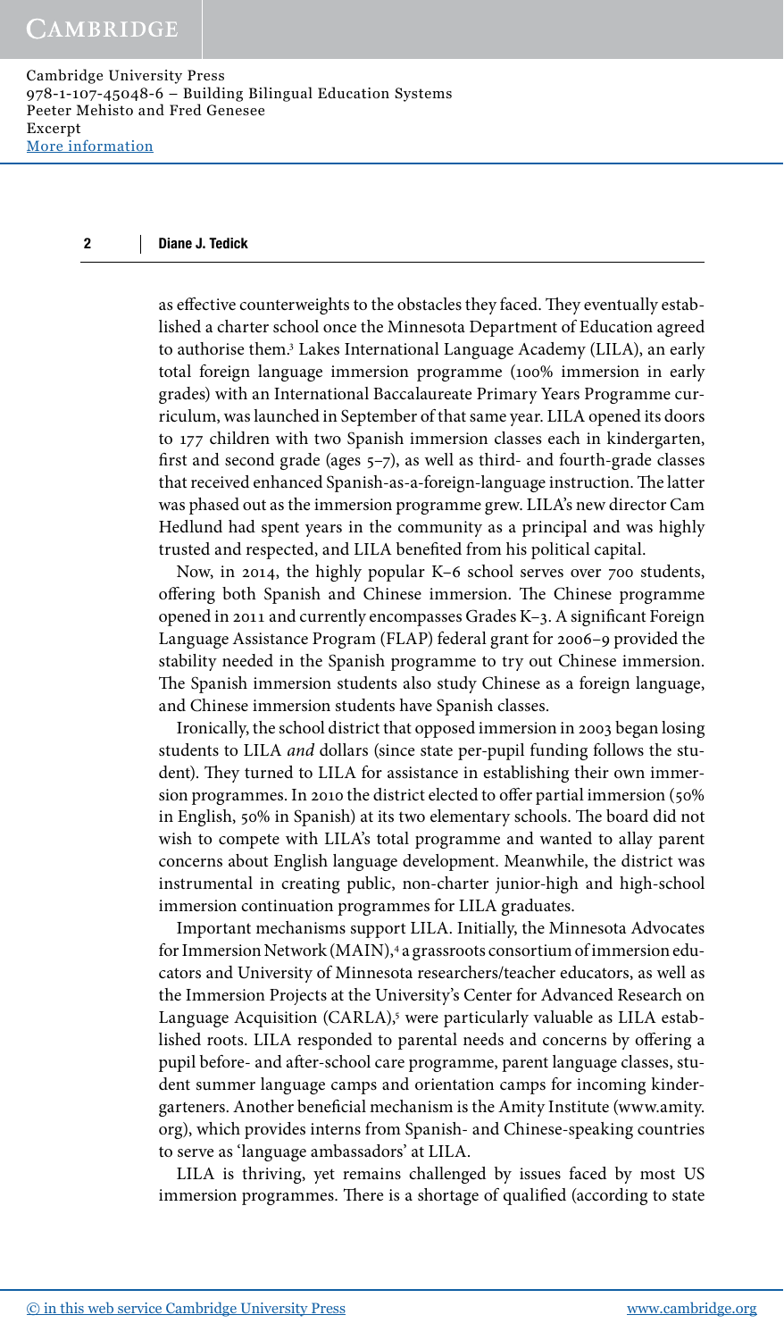as effective counterweights to the obstacles they faced. They eventually established a charter school once the Minnesota Department of Education agreed to authorise them.[3] Lakes International Language Academy (LILA), an early total foreign language immersion programme (100% immersion in early grades) with an International Baccalaureate Primary Years Programme curriculum, was launched in September of that same year. LILA opened its doors to 177 children with two Spanish immersion classes each in kindergarten, first and second grade (ages 5–7), as well as third- and fourth-grade classes that received enhanced Spanish-as-a-foreign-language instruction. The latter was phased out as the immersion programme grew. LILA's new director Cam Hedlund had spent years in the community as a principal and was highly trusted and respected, and LILA benefited from his political capital.

Now, in 2014, the highly popular K–6 school serves over 700 students, offering both Spanish and Chinese immersion. The Chinese programme opened in 2011 and currently encompasses Grades K–3. A significant Foreign Language Assistance Program (FLAP) federal grant for 2006–9 provided the stability needed in the Spanish programme to try out Chinese immersion. The Spanish immersion students also study Chinese as a foreign language, and Chinese immersion students have Spanish classes.

Ironically, the school district that opposed immersion in 2003 began losing students to LILA *and* dollars (since state per-pupil funding follows the student). They turned to LILA for assistance in establishing their own immersion programmes. In 2010 the district elected to offer partial immersion (50% in English, 50% in Spanish) at its two elementary schools. The board did not wish to compete with LILA's total programme and wanted to allay parent concerns about English language development. Meanwhile, the district was instrumental in creating public, non-charter junior-high and high-school immersion continuation programmes for LILA graduates.

Important mechanisms support LILA. Initially, the Minnesota Advocates for Immersion Network (MAIN),[4] a grassroots consortium of immersion educators and University of Minnesota researchers/teacher educators, as well as the Immersion Projects at the University's Center for Advanced Research on Language Acquisition (CARLA),[5] were particularly valuable as LILA established roots. LILA responded to parental needs and concerns by offering a pupil before- and after-school care programme, parent language classes, student summer language camps and orientation camps for incoming kindergarteners. Another beneficial mechanism is the Amity Institute (www.amity.org), which provides interns from Spanish- and Chinese-speaking countries to serve as 'language ambassadors' at LILA.

LILA is thriving, yet remains challenged by issues faced by most US immersion programmes. There is a shortage of qualified (according to state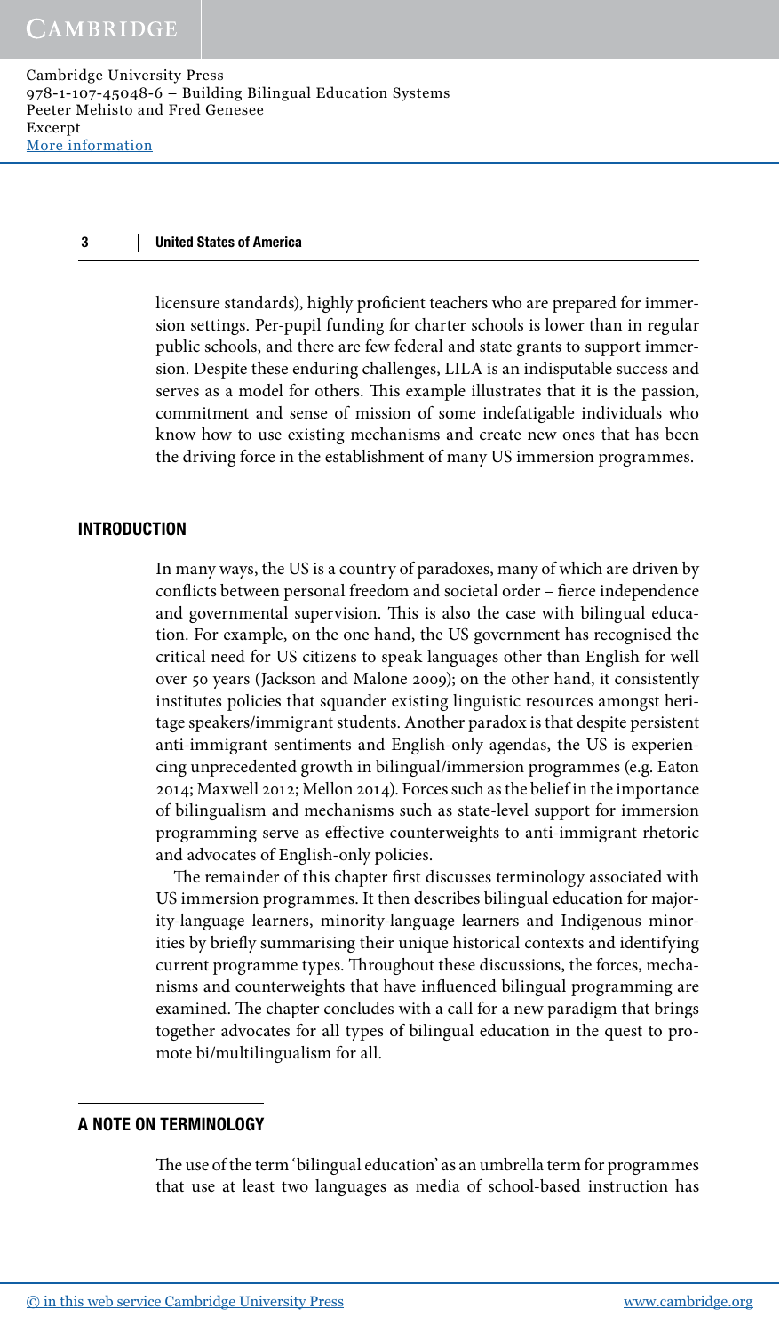licensure standards), highly proficient teachers who are prepared for immersion settings. Per-pupil funding for charter schools is lower than in regular public schools, and there are few federal and state grants to support immersion. Despite these enduring challenges, LILA is an indisputable success and serves as a model for others. This example illustrates that it is the passion, commitment and sense of mission of some indefatigable individuals who know how to use existing mechanisms and create new ones that has been the driving force in the establishment of many US immersion programmes.

## INTRODUCTION

In many ways, the US is a country of paradoxes, many of which are driven by conflicts between personal freedom and societal order – fierce independence and governmental supervision. This is also the case with bilingual education. For example, on the one hand, the US government has recognised the critical need for US citizens to speak languages other than English for well over 50 years (Jackson and Malone 2009); on the other hand, it consistently institutes policies that squander existing linguistic resources amongst heritage speakers/immigrant students. Another paradox is that despite persistent anti-immigrant sentiments and English-only agendas, the US is experiencing unprecedented growth in bilingual/immersion programmes (e.g. Eaton 2014; Maxwell 2012; Mellon 2014). Forces such as the belief in the importance of bilingualism and mechanisms such as state-level support for immersion programming serve as effective counterweights to anti-immigrant rhetoric and advocates of English-only policies.

The remainder of this chapter first discusses terminology associated with US immersion programmes. It then describes bilingual education for majority-language learners, minority-language learners and Indigenous minorities by briefly summarising their unique historical contexts and identifying current programme types. Throughout these discussions, the forces, mechanisms and counterweights that have influenced bilingual programming are examined. The chapter concludes with a call for a new paradigm that brings together advocates for all types of bilingual education in the quest to promote bi/multilingualism for all.

## A NOTE ON TERMINOLOGY

The use of the term 'bilingual education' as an umbrella term for programmes that use at least two languages as media of school-based instruction has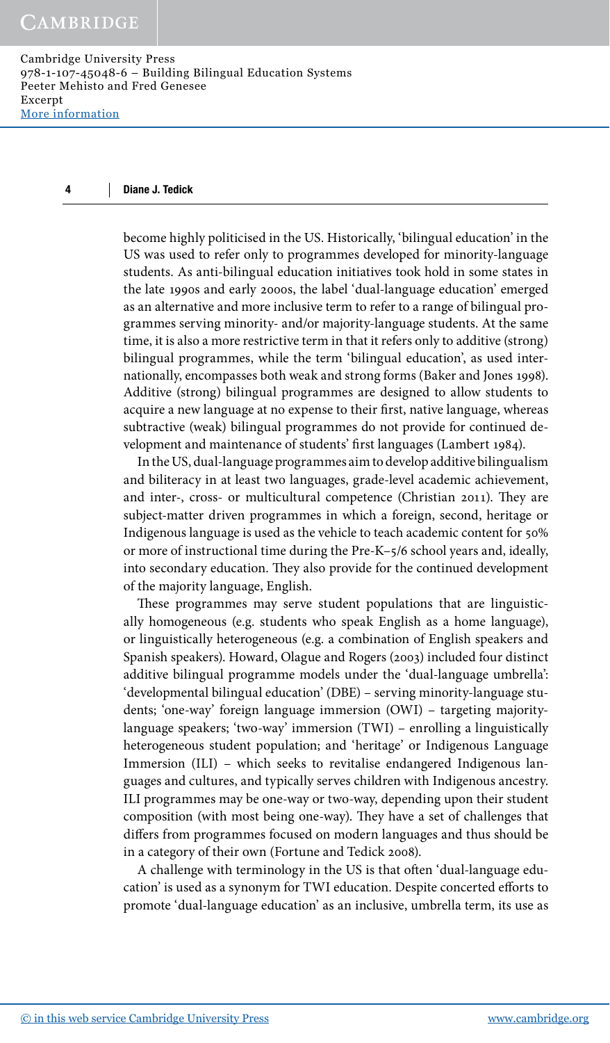become highly politicised in the US. Historically, 'bilingual education' in the US was used to refer only to programmes developed for minority-language students. As anti-bilingual education initiatives took hold in some states in the late 1990s and early 2000s, the label 'dual-language education' emerged as an alternative and more inclusive term to refer to a range of bilingual programmes serving minority- and/or majority-language students. At the same time, it is also a more restrictive term in that it refers only to additive (strong) bilingual programmes, while the term 'bilingual education', as used internationally, encompasses both weak and strong forms (Baker and Jones 1998). Additive (strong) bilingual programmes are designed to allow students to acquire a new language at no expense to their first, native language, whereas subtractive (weak) bilingual programmes do not provide for continued development and maintenance of students' first languages (Lambert 1984).

In the US, dual-language programmes aim to develop additive bilingualism and biliteracy in at least two languages, grade-level academic achievement, and inter-, cross- or multicultural competence (Christian 2011). They are subject-matter driven programmes in which a foreign, second, heritage or Indigenous language is used as the vehicle to teach academic content for 50% or more of instructional time during the Pre-K–5/6 school years and, ideally, into secondary education. They also provide for the continued development of the majority language, English.

These programmes may serve student populations that are linguistically homogeneous (e.g. students who speak English as a home language), or linguistically heterogeneous (e.g. a combination of English speakers and Spanish speakers). Howard, Olague and Rogers (2003) included four distinct additive bilingual programme models under the 'dual-language umbrella': 'developmental bilingual education' (DBE) – serving minority-language students; 'one-way' foreign language immersion (OWI) – targeting majority-language speakers; 'two-way' immersion (TWI) – enrolling a linguistically heterogeneous student population; and 'heritage' or Indigenous Language Immersion (ILI) – which seeks to revitalise endangered Indigenous languages and cultures, and typically serves children with Indigenous ancestry. ILI programmes may be one-way or two-way, depending upon their student composition (with most being one-way). They have a set of challenges that differs from programmes focused on modern languages and thus should be in a category of their own (Fortune and Tedick 2008).

A challenge with terminology in the US is that often 'dual-language education' is used as a synonym for TWI education. Despite concerted efforts to promote 'dual-language education' as an inclusive, umbrella term, its use as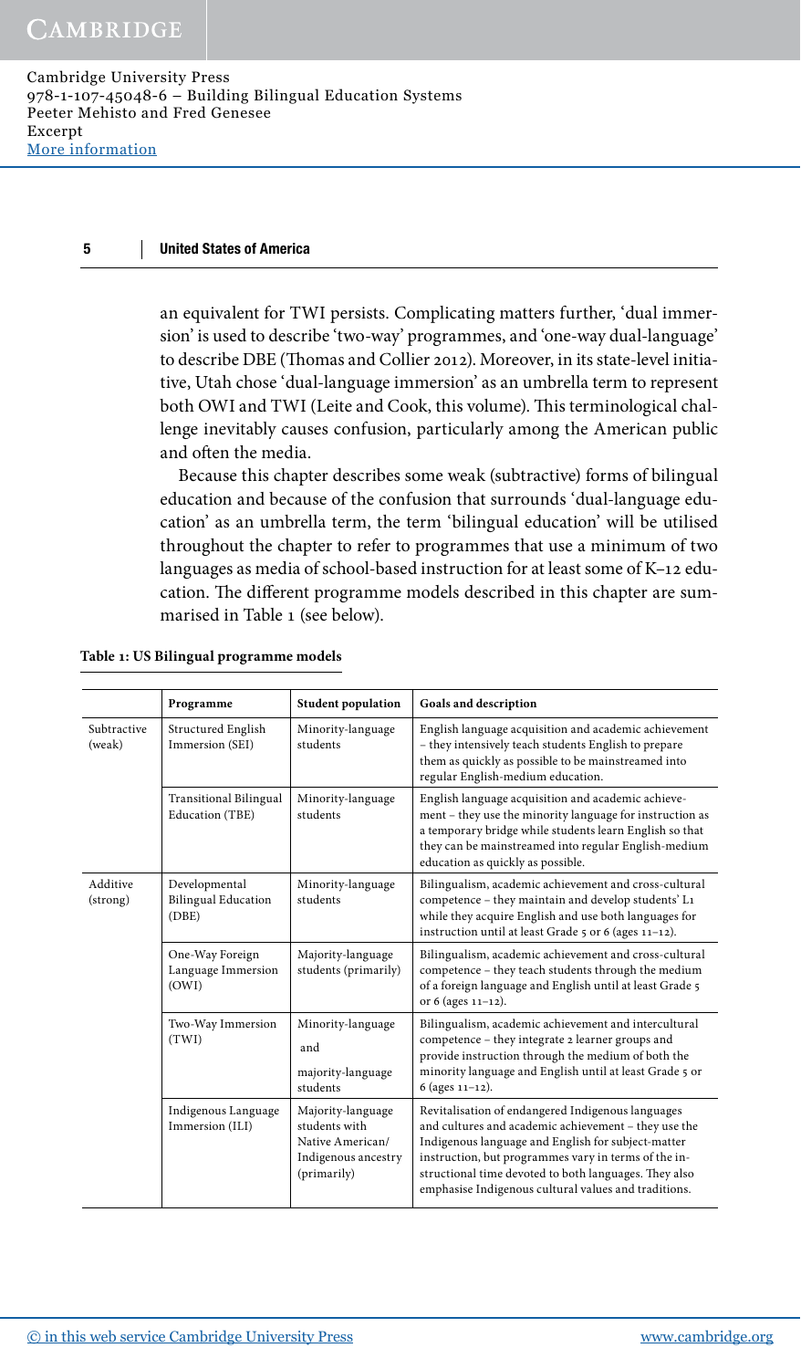an equivalent for TWI persists. Complicating matters further, 'dual immersion' is used to describe 'two-way' programmes, and 'one-way dual-language' to describe DBE (Thomas and Collier 2012). Moreover, in its state-level initiative, Utah chose 'dual-language immersion' as an umbrella term to represent both OWI and TWI (Leite and Cook, this volume). This terminological challenge inevitably causes confusion, particularly among the American public and often the media.

Because this chapter describes some weak (subtractive) forms of bilingual education and because of the confusion that surrounds 'dual-language education' as an umbrella term, the term 'bilingual education' will be utilised throughout the chapter to refer to programmes that use a minimum of two languages as media of school-based instruction for at least some of K–12 education. The different programme models described in this chapter are summarised in Table 1 (see below).

**Table 1: US Bilingual programme models**

| | Programme | Student population | Goals and description |
|---|---|---|---|
| Subtractive (weak) | Structured English Immersion (SEI) | Minority-language students | English language acquisition and academic achievement – they intensively teach students English to prepare them as quickly as possible to be mainstreamed into regular English-medium education. |
| | Transitional Bilingual Education (TBE) | Minority-language students | English language acquisition and academic achievement – they use the minority language for instruction as a temporary bridge while students learn English so that they can be mainstreamed into regular English-medium education as quickly as possible. |
| Additive (strong) | Developmental Bilingual Education (DBE) | Minority-language students | Bilingualism, academic achievement and cross-cultural competence – they maintain and develop students' L1 while they acquire English and use both languages for instruction until at least Grade 5 or 6 (ages 11–12). |
| | One-Way Foreign Language Immersion (OWI) | Majority-language students (primarily) | Bilingualism, academic achievement and cross-cultural competence – they teach students through the medium of a foreign language and English until at least Grade 5 or 6 (ages 11–12). |
| | Two-Way Immersion (TWI) | Minority-language and majority-language students | Bilingualism, academic achievement and intercultural competence – they integrate 2 learner groups and provide instruction through the medium of both the minority language and English until at least Grade 5 or 6 (ages 11–12). |
| | Indigenous Language Immersion (ILI) | Majority-language students with Native American/ Indigenous ancestry (primarily) | Revitalisation of endangered Indigenous languages and cultures and academic achievement – they use the Indigenous language and English for subject-matter instruction, but programmes vary in terms of the instructional time devoted to both languages. They also emphasise Indigenous cultural values and traditions. |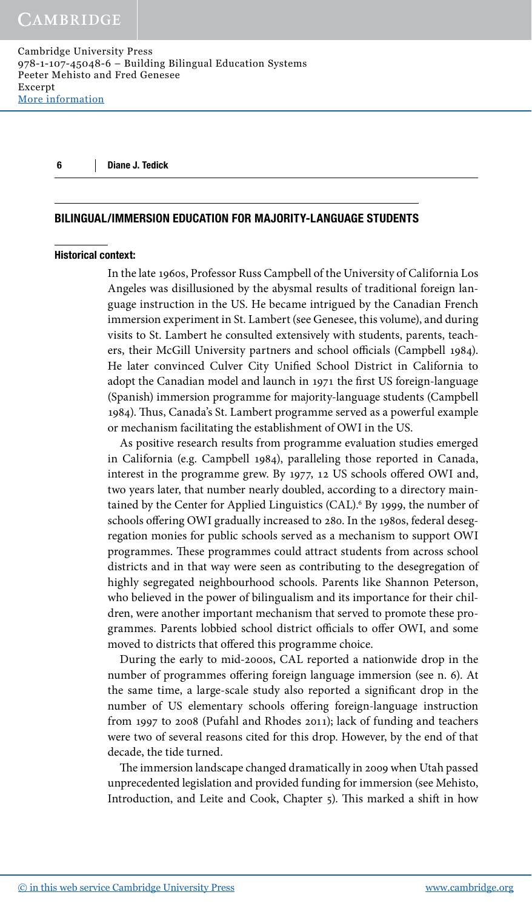## BILINGUAL/IMMERSION EDUCATION FOR MAJORITY-LANGUAGE STUDENTS

### Historical context:

In the late 1960s, Professor Russ Campbell of the University of California Los Angeles was disillusioned by the abysmal results of traditional foreign language instruction in the US. He became intrigued by the Canadian French immersion experiment in St. Lambert (see Genesee, this volume), and during visits to St. Lambert he consulted extensively with students, parents, teachers, their McGill University partners and school officials (Campbell 1984). He later convinced Culver City Unified School District in California to adopt the Canadian model and launch in 1971 the first US foreign-language (Spanish) immersion programme for majority-language students (Campbell 1984). Thus, Canada's St. Lambert programme served as a powerful example or mechanism facilitating the establishment of OWI in the US.

As positive research results from programme evaluation studies emerged in California (e.g. Campbell 1984), paralleling those reported in Canada, interest in the programme grew. By 1977, 12 US schools offered OWI and, two years later, that number nearly doubled, according to a directory maintained by the Center for Applied Linguistics (CAL).[6] By 1999, the number of schools offering OWI gradually increased to 280. In the 1980s, federal desegregation monies for public schools served as a mechanism to support OWI programmes. These programmes could attract students from across school districts and in that way were seen as contributing to the desegregation of highly segregated neighbourhood schools. Parents like Shannon Peterson, who believed in the power of bilingualism and its importance for their children, were another important mechanism that served to promote these programmes. Parents lobbied school district officials to offer OWI, and some moved to districts that offered this programme choice.

During the early to mid-2000s, CAL reported a nationwide drop in the number of programmes offering foreign language immersion (see n. 6). At the same time, a large-scale study also reported a significant drop in the number of US elementary schools offering foreign-language instruction from 1997 to 2008 (Pufahl and Rhodes 2011); lack of funding and teachers were two of several reasons cited for this drop. However, by the end of that decade, the tide turned.

The immersion landscape changed dramatically in 2009 when Utah passed unprecedented legislation and provided funding for immersion (see Mehisto, Introduction, and Leite and Cook, Chapter 5). This marked a shift in how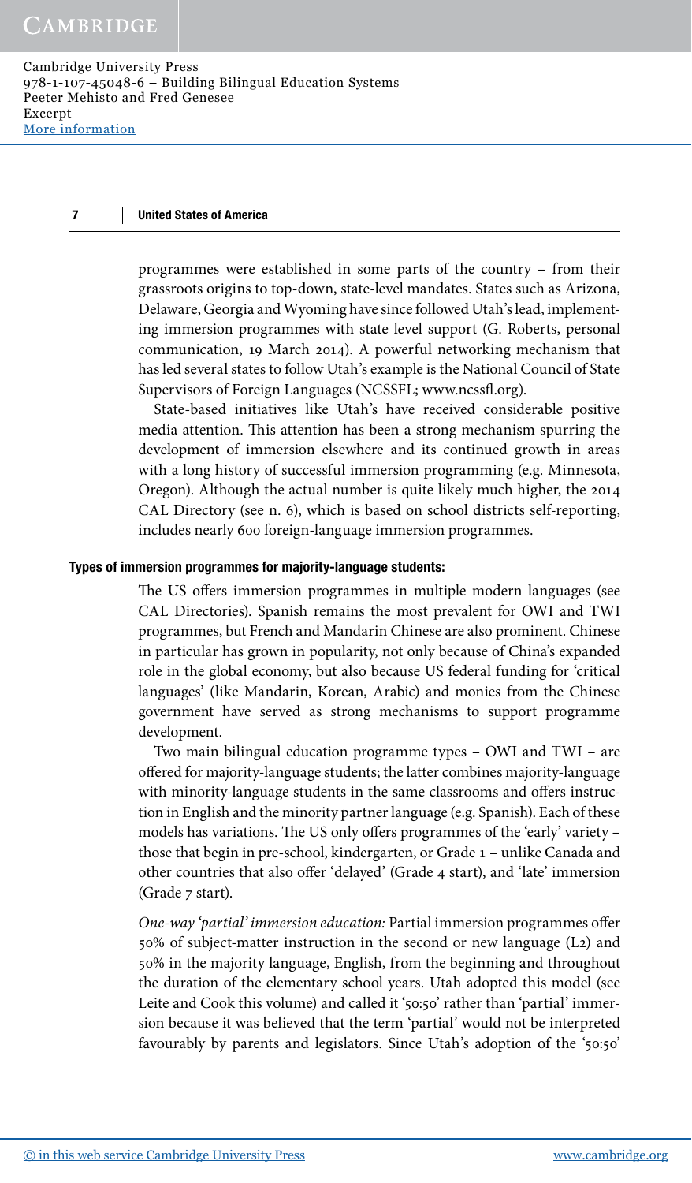programmes were established in some parts of the country – from their grassroots origins to top-down, state-level mandates. States such as Arizona, Delaware, Georgia and Wyoming have since followed Utah's lead, implementing immersion programmes with state level support (G. Roberts, personal communication, 19 March 2014). A powerful networking mechanism that has led several states to follow Utah's example is the National Council of State Supervisors of Foreign Languages (NCSSFL; www.ncssfl.org).

State-based initiatives like Utah's have received considerable positive media attention. This attention has been a strong mechanism spurring the development of immersion elsewhere and its continued growth in areas with a long history of successful immersion programming (e.g. Minnesota, Oregon). Although the actual number is quite likely much higher, the 2014 CAL Directory (see n. 6), which is based on school districts self-reporting, includes nearly 600 foreign-language immersion programmes.

**Types of immersion programmes for majority-language students:**

The US offers immersion programmes in multiple modern languages (see CAL Directories). Spanish remains the most prevalent for OWI and TWI programmes, but French and Mandarin Chinese are also prominent. Chinese in particular has grown in popularity, not only because of China's expanded role in the global economy, but also because US federal funding for 'critical languages' (like Mandarin, Korean, Arabic) and monies from the Chinese government have served as strong mechanisms to support programme development.

Two main bilingual education programme types – OWI and TWI – are offered for majority-language students; the latter combines majority-language with minority-language students in the same classrooms and offers instruction in English and the minority partner language (e.g. Spanish). Each of these models has variations. The US only offers programmes of the 'early' variety – those that begin in pre-school, kindergarten, or Grade 1 – unlike Canada and other countries that also offer 'delayed' (Grade 4 start), and 'late' immersion (Grade 7 start).

*One-way 'partial' immersion education:* Partial immersion programmes offer 50% of subject-matter instruction in the second or new language (L2) and 50% in the majority language, English, from the beginning and throughout the duration of the elementary school years. Utah adopted this model (see Leite and Cook this volume) and called it '50:50' rather than 'partial' immersion because it was believed that the term 'partial' would not be interpreted favourably by parents and legislators. Since Utah's adoption of the '50:50'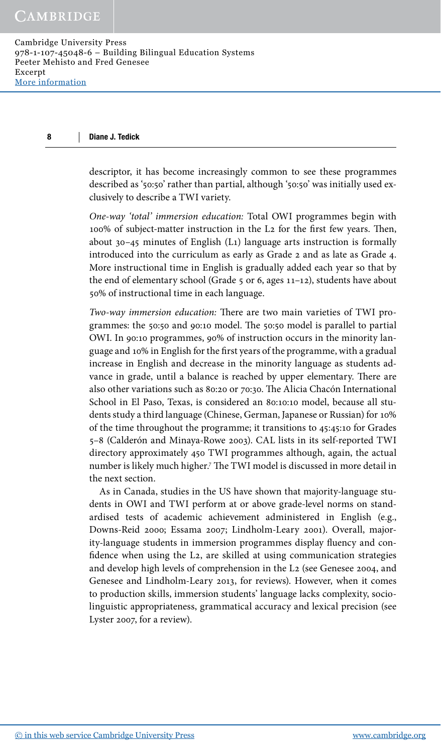descriptor, it has become increasingly common to see these programmes described as '50:50' rather than partial, although '50:50' was initially used exclusively to describe a TWI variety.

*One-way 'total' immersion education:* Total OWI programmes begin with 100% of subject-matter instruction in the L2 for the first few years. Then, about 30–45 minutes of English (L1) language arts instruction is formally introduced into the curriculum as early as Grade 2 and as late as Grade 4. More instructional time in English is gradually added each year so that by the end of elementary school (Grade 5 or 6, ages 11–12), students have about 50% of instructional time in each language.

*Two-way immersion education:* There are two main varieties of TWI programmes: the 50:50 and 90:10 model. The 50:50 model is parallel to partial OWI. In 90:10 programmes, 90% of instruction occurs in the minority language and 10% in English for the first years of the programme, with a gradual increase in English and decrease in the minority language as students advance in grade, until a balance is reached by upper elementary. There are also other variations such as 80:20 or 70:30. The Alicia Chacón International School in El Paso, Texas, is considered an 80:10:10 model, because all students study a third language (Chinese, German, Japanese or Russian) for 10% of the time throughout the programme; it transitions to 45:45:10 for Grades 5–8 (Calderón and Minaya-Rowe 2003). CAL lists in its self-reported TWI directory approximately 450 TWI programmes although, again, the actual number is likely much higher.[7] The TWI model is discussed in more detail in the next section.

As in Canada, studies in the US have shown that majority-language students in OWI and TWI perform at or above grade-level norms on standardised tests of academic achievement administered in English (e.g., Downs-Reid 2000; Essama 2007; Lindholm-Leary 2001). Overall, majority-language students in immersion programmes display fluency and confidence when using the L2, are skilled at using communication strategies and develop high levels of comprehension in the L2 (see Genesee 2004, and Genesee and Lindholm-Leary 2013, for reviews). However, when it comes to production skills, immersion students' language lacks complexity, sociolinguistic appropriateness, grammatical accuracy and lexical precision (see Lyster 2007, for a review).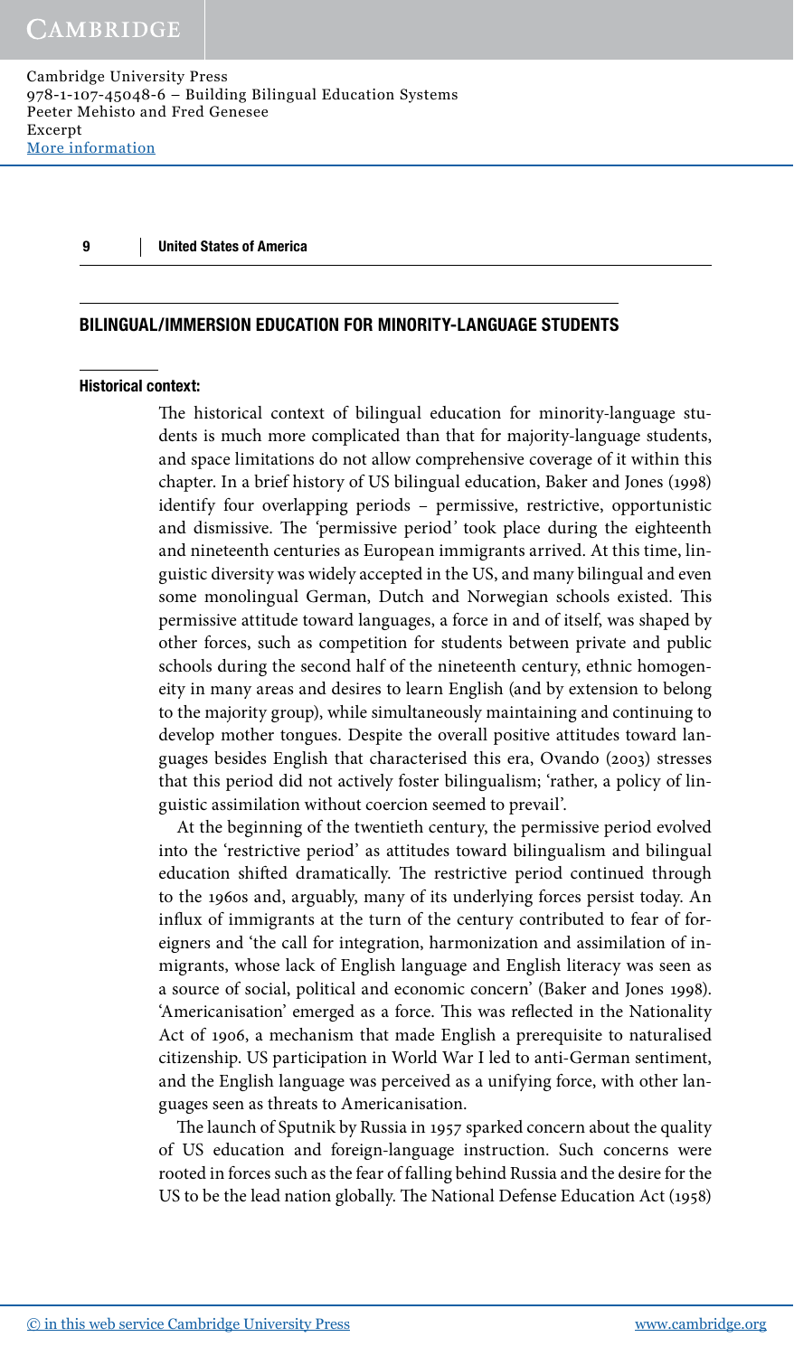## BILINGUAL/IMMERSION EDUCATION FOR MINORITY-LANGUAGE STUDENTS

### Historical context:

The historical context of bilingual education for minority-language students is much more complicated than that for majority-language students, and space limitations do not allow comprehensive coverage of it within this chapter. In a brief history of US bilingual education, Baker and Jones (1998) identify four overlapping periods – permissive, restrictive, opportunistic and dismissive. The 'permissive period' took place during the eighteenth and nineteenth centuries as European immigrants arrived. At this time, linguistic diversity was widely accepted in the US, and many bilingual and even some monolingual German, Dutch and Norwegian schools existed. This permissive attitude toward languages, a force in and of itself, was shaped by other forces, such as competition for students between private and public schools during the second half of the nineteenth century, ethnic homogeneity in many areas and desires to learn English (and by extension to belong to the majority group), while simultaneously maintaining and continuing to develop mother tongues. Despite the overall positive attitudes toward languages besides English that characterised this era, Ovando (2003) stresses that this period did not actively foster bilingualism; 'rather, a policy of linguistic assimilation without coercion seemed to prevail'.

At the beginning of the twentieth century, the permissive period evolved into the 'restrictive period' as attitudes toward bilingualism and bilingual education shifted dramatically. The restrictive period continued through to the 1960s and, arguably, many of its underlying forces persist today. An influx of immigrants at the turn of the century contributed to fear of foreigners and 'the call for integration, harmonization and assimilation of immigrants, whose lack of English language and English literacy was seen as a source of social, political and economic concern' (Baker and Jones 1998). 'Americanisation' emerged as a force. This was reflected in the Nationality Act of 1906, a mechanism that made English a prerequisite to naturalised citizenship. US participation in World War I led to anti-German sentiment, and the English language was perceived as a unifying force, with other languages seen as threats to Americanisation.

The launch of Sputnik by Russia in 1957 sparked concern about the quality of US education and foreign-language instruction. Such concerns were rooted in forces such as the fear of falling behind Russia and the desire for the US to be the lead nation globally. The National Defense Education Act (1958)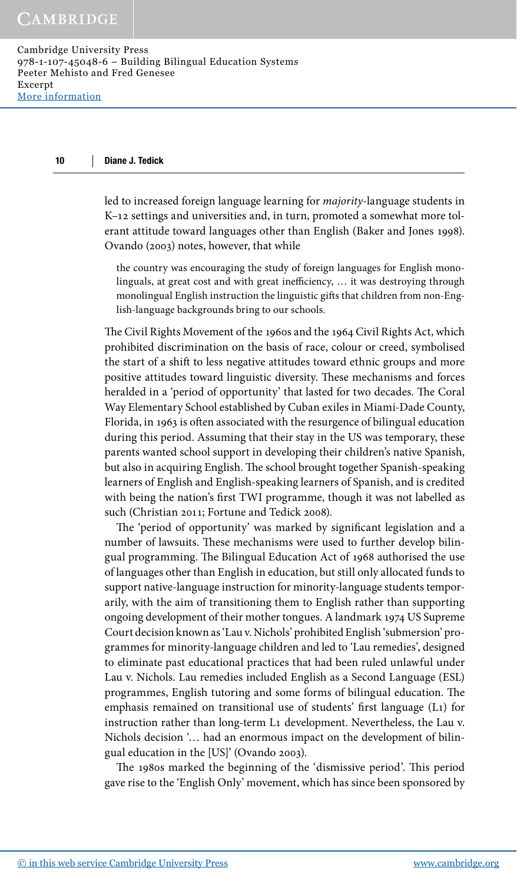led to increased foreign language learning for *majority*-language students in K–12 settings and universities and, in turn, promoted a somewhat more tolerant attitude toward languages other than English (Baker and Jones 1998). Ovando (2003) notes, however, that while

> the country was encouraging the study of foreign languages for English monolinguals, at great cost and with great inefficiency, … it was destroying through monolingual English instruction the linguistic gifts that children from non-English-language backgrounds bring to our schools.

The Civil Rights Movement of the 1960s and the 1964 Civil Rights Act, which prohibited discrimination on the basis of race, colour or creed, symbolised the start of a shift to less negative attitudes toward ethnic groups and more positive attitudes toward linguistic diversity. These mechanisms and forces heralded in a 'period of opportunity' that lasted for two decades. The Coral Way Elementary School established by Cuban exiles in Miami-Dade County, Florida, in 1963 is often associated with the resurgence of bilingual education during this period. Assuming that their stay in the US was temporary, these parents wanted school support in developing their children's native Spanish, but also in acquiring English. The school brought together Spanish-speaking learners of English and English-speaking learners of Spanish, and is credited with being the nation's first TWI programme, though it was not labelled as such (Christian 2011; Fortune and Tedick 2008).

The 'period of opportunity' was marked by significant legislation and a number of lawsuits. These mechanisms were used to further develop bilingual programming. The Bilingual Education Act of 1968 authorised the use of languages other than English in education, but still only allocated funds to support native-language instruction for minority-language students temporarily, with the aim of transitioning them to English rather than supporting ongoing development of their mother tongues. A landmark 1974 US Supreme Court decision known as 'Lau v. Nichols' prohibited English 'submersion' programmes for minority-language children and led to 'Lau remedies', designed to eliminate past educational practices that had been ruled unlawful under Lau v. Nichols. Lau remedies included English as a Second Language (ESL) programmes, English tutoring and some forms of bilingual education. The emphasis remained on transitional use of students' first language (L1) for instruction rather than long-term L1 development. Nevertheless, the Lau v. Nichols decision '… had an enormous impact on the development of bilingual education in the [US]' (Ovando 2003).

The 1980s marked the beginning of the 'dismissive period'. This period gave rise to the 'English Only' movement, which has since been sponsored by